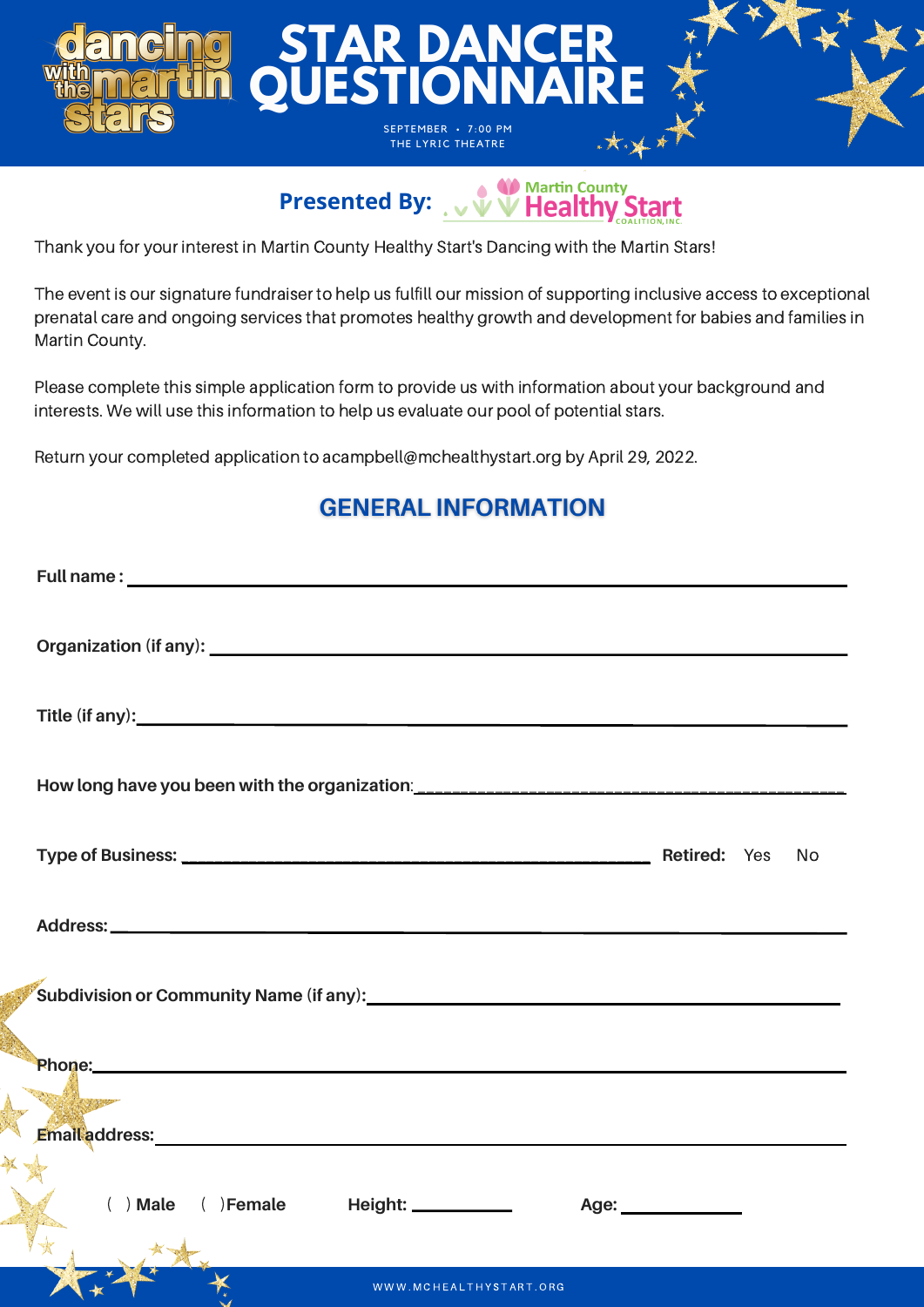dancing with the martin stars

# STAR DANCER QUESTIONNAIRE

SEPTEMBER • 7:00 PM
THE LYRIC THEATRE

**Presented By:** Martin County Healthy Start Coalition, Inc.

Thank you for your interest in Martin County Healthy Start's Dancing with the Martin Stars!

The event is our signature fundraiser to help us fulfill our mission of supporting inclusive access to exceptional prenatal care and ongoing services that promotes healthy growth and development for babies and families in Martin County.

Please complete this simple application form to provide us with information about your background and interests. We will use this information to help us evaluate our pool of potential stars.

Return your completed application to acampbell@mchealthystart.org by April 29, 2022.

## GENERAL INFORMATION

**Full name :** ______________________________

**Organization (if any):** ______________________________

**Title (if any):** ______________________________

**How long have you been with the organization:** ______________________________

**Type of Business:** ______________________________ **Retired:** Yes No

**Address:** ______________________________

**Subdivision or Community Name (if any):** ______________________________

**Phone:** ______________________________

**Email address:** ______________________________

( ) **Male** ( ) **Female** **Height:** __________ **Age:** __________

WWW.MCHEALTHYSTART.ORG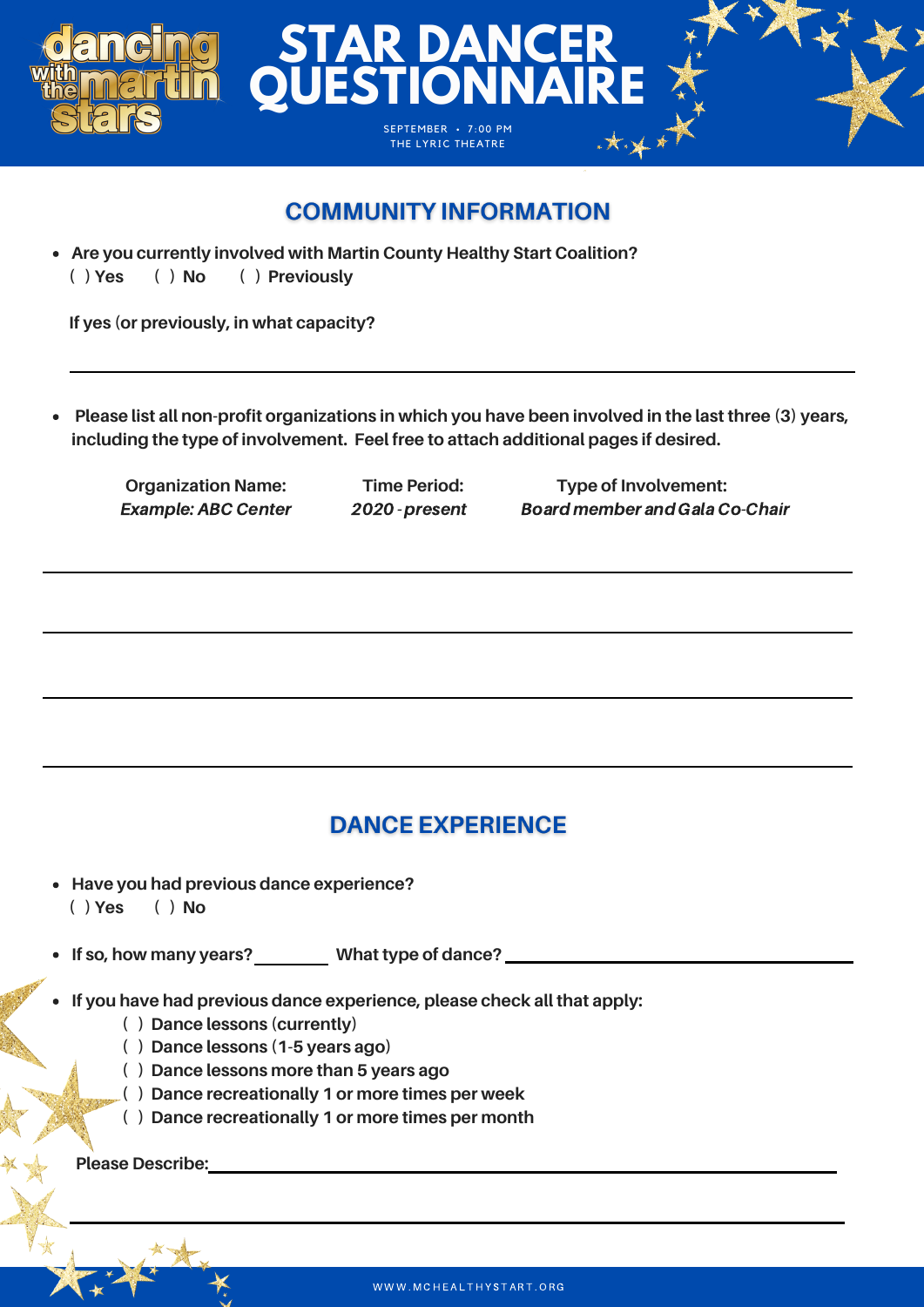# STAR DANCER QUESTIONNAIRE

SEPTEMBER • 7:00 PM
THE LYRIC THEATRE

## COMMUNITY INFORMATION

- **Are you currently involved with Martin County Healthy Start Coalition?**
  **( ) Yes   ( ) No   ( ) Previously**

**If yes (or previously, in what capacity?**

\_\_\_\_\_\_\_\_\_\_\_\_\_\_\_\_\_\_\_\_\_\_\_\_\_\_\_\_\_\_\_\_\_\_\_\_\_\_\_\_\_\_\_\_\_\_\_\_\_\_\_\_

- **Please list all non-profit organizations in which you have been involved in the last three (3) years, including the type of involvement. Feel free to attach additional pages if desired.**

| Organization Name: | Time Period: | Type of Involvement: |
|---|---|---|
| ***Example: ABC Center*** | ***2020 - present*** | ***Board member and Gala Co-Chair*** |
| | | |
| | | |
| | | |
| | | |

## DANCE EXPERIENCE

- **Have you had previous dance experience?**
  **( ) Yes   ( ) No**

- **If so, how many years?** \_\_\_\_\_\_\_\_ **What type of dance?** \_\_\_\_\_\_\_\_\_\_\_\_\_\_\_\_\_\_\_\_\_\_\_\_

- **If you have had previous dance experience, please check all that apply:**
  - **( ) Dance lessons (currently)**
  - **( ) Dance lessons (1-5 years ago)**
  - **( ) Dance lessons more than 5 years ago**
  - **( ) Dance recreationally 1 or more times per week**
  - **( ) Dance recreationally 1 or more times per month**

**Please Describe:** \_\_\_\_\_\_\_\_\_\_\_\_\_\_\_\_\_\_\_\_\_\_\_\_\_\_\_\_\_\_\_\_\_\_\_\_\_\_\_\_\_\_\_\_\_\_\_\_

\_\_\_\_\_\_\_\_\_\_\_\_\_\_\_\_\_\_\_\_\_\_\_\_\_\_\_\_\_\_\_\_\_\_\_\_\_\_\_\_\_\_\_\_\_\_\_\_\_\_\_\_\_\_\_\_\_\_\_\_

WWW.MCHEALTHYSTART.ORG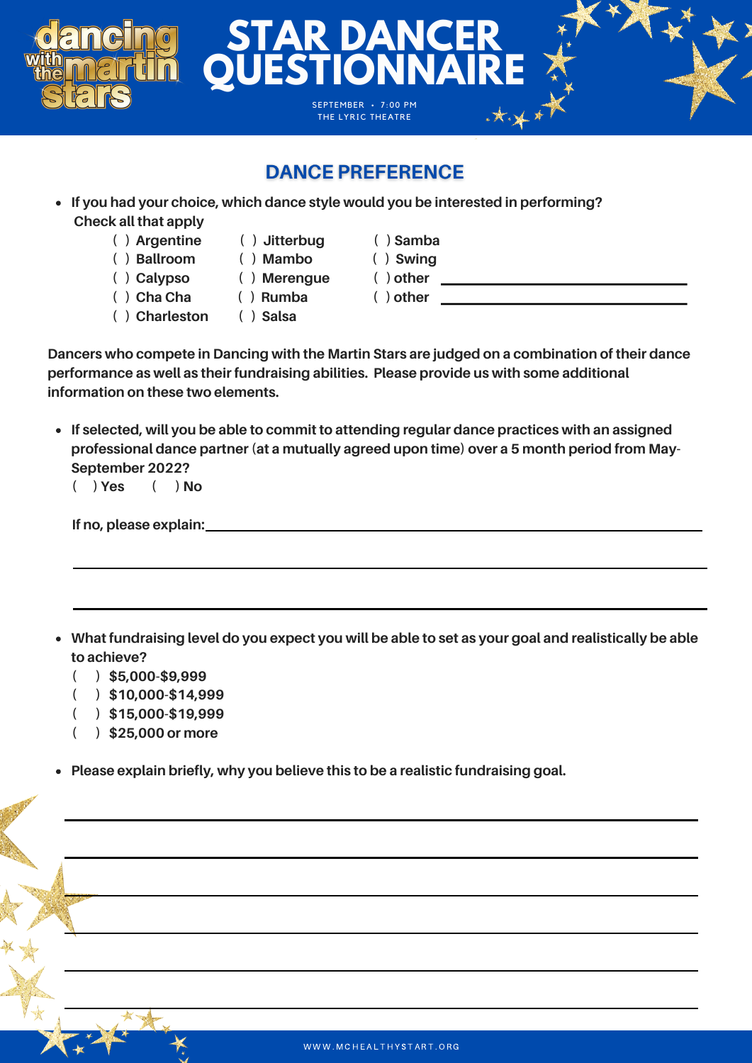# STAR DANCER QUESTIONNAIRE

dancing with the martin stars

SEPTEMBER • 7:00 PM
THE LYRIC THEATRE

## DANCE PREFERENCE

- **If you had your choice, which dance style would you be interested in performing? Check all that apply**

| | | |
|---|---|---|
| ( ) Argentine | ( ) Jitterbug | ( ) Samba |
| ( ) Ballroom | ( ) Mambo | ( ) Swing |
| ( ) Calypso | ( ) Merengue | ( ) other ________________ |
| ( ) Cha Cha | ( ) Rumba | ( ) other ________________ |
| ( ) Charleston | ( ) Salsa | |

**Dancers who compete in Dancing with the Martin Stars are judged on a combination of their dance performance as well as their fundraising abilities. Please provide us with some additional information on these two elements.**

- **If selected, will you be able to commit to attending regular dance practices with an assigned professional dance partner (at a mutually agreed upon time) over a 5 month period from May-September 2022?**

  ( ) **Yes** ( ) **No**

  **If no, please explain:** ________________________________________

  ________________________________________

  ________________________________________

- **What fundraising level do you expect you will be able to set as your goal and realistically be able to achieve?**

  ( ) **$5,000-$9,999**
  ( ) **$10,000-$14,999**
  ( ) **$15,000-$19,999**
  ( ) **$25,000 or more**

- **Please explain briefly, why you believe this to be a realistic fundraising goal.**

________________________________________

________________________________________

________________________________________

________________________________________

________________________________________

________________________________________

WWW.MCHEALTHYSTART.ORG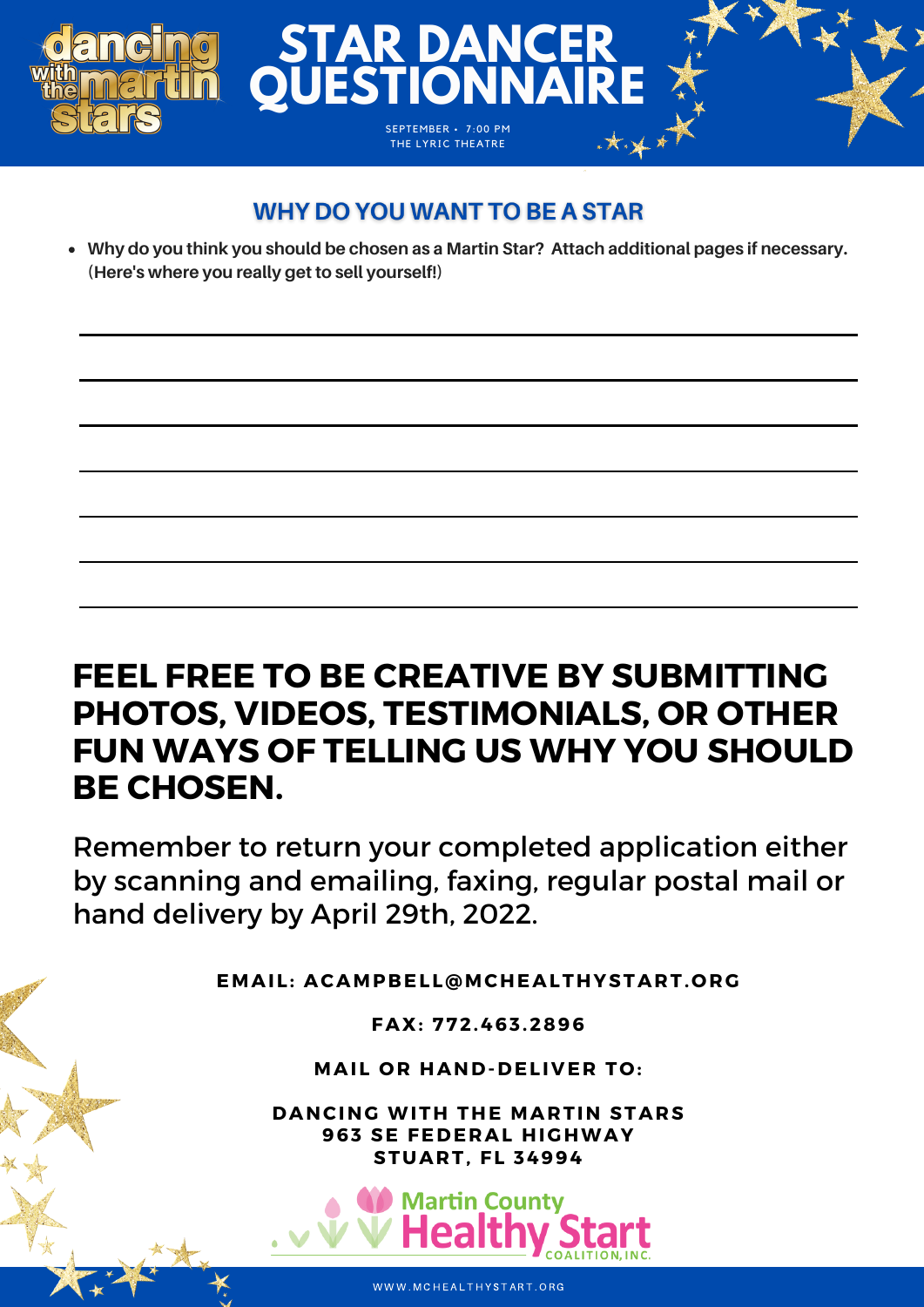# STAR DANCER QUESTIONNAIRE

SEPTEMBER • 7:00 PM
THE LYRIC THEATRE

## WHY DO YOU WANT TO BE A STAR

- **Why do you think you should be chosen as a Martin Star? Attach additional pages if necessary. (Here's where you really get to sell yourself!)**

## FEEL FREE TO BE CREATIVE BY SUBMITTING PHOTOS, VIDEOS, TESTIMONIALS, OR OTHER FUN WAYS OF TELLING US WHY YOU SHOULD BE CHOSEN.

Remember to return your completed application either by scanning and emailing, faxing, regular postal mail or hand delivery by April 29th, 2022.

**EMAIL: ACAMPBELL@MCHEALTHYSTART.ORG**

**FAX: 772.463.2896**

**MAIL OR HAND-DELIVER TO:**

**DANCING WITH THE MARTIN STARS**
**963 SE FEDERAL HIGHWAY**
**STUART, FL 34994**

Martin County Healthy Start COALITION, INC.

WWW.MCHEALTHYSTART.ORG